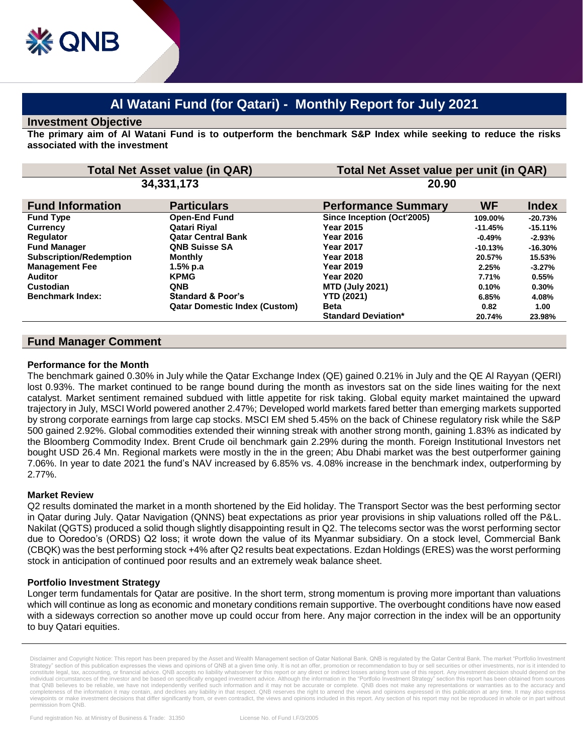# Al Watani Fund (for Qatari) - Monthly Report for July 2021

## Investment Objective

**The primary aim of Al Watani Fund is to outperform the benchmark S&P Index while seeking to reduce the risks associated with the investment**

| Total Net Asset value (in QAR) | Total Net Asset value per unit (in QAR) |
|---|---|
| 34,331,173 | 20.90 |

| Fund Information | Particulars |
|---|---|
| Fund Type | Open-End Fund |
| Currency | Qatari Riyal |
| Regulator | Qatar Central Bank |
| Fund Manager | QNB Suisse SA |
| Subscription/Redemption | Monthly |
| Management Fee | 1.5% p.a |
| Auditor | KPMG |
| Custodian | QNB |
| Benchmark Index: | Standard & Poor's Qatar Domestic Index (Custom) |

| Performance Summary | WF | Index |
|---|---|---|
| Since Inception (Oct'2005) | 109.00% | -20.73% |
| Year 2015 | -11.45% | -15.11% |
| Year 2016 | -0.49% | -2.93% |
| Year 2017 | -10.13% | -16.30% |
| Year 2018 | 20.57% | 15.53% |
| Year 2019 | 2.25% | -3.27% |
| Year 2020 | 7.71% | 0.55% |
| MTD (July 2021) | 0.10% | 0.30% |
| YTD (2021) | 6.85% | 4.08% |
| Beta | 0.82 | 1.00 |
| Standard Deviation* | 20.74% | 23.98% |

## Fund Manager Comment

### Performance for the Month

The benchmark gained 0.30% in July while the Qatar Exchange Index (QE) gained 0.21% in July and the QE Al Rayyan (QERI) lost 0.93%. The market continued to be range bound during the month as investors sat on the side lines waiting for the next catalyst. Market sentiment remained subdued with little appetite for risk taking. Global equity market maintained the upward trajectory in July, MSCI World powered another 2.47%; Developed world markets fared better than emerging markets supported by strong corporate earnings from large cap stocks. MSCI EM shed 5.45% on the back of Chinese regulatory risk while the S&P 500 gained 2.92%. Global commodities extended their winning streak with another strong month, gaining 1.83% as indicated by the Bloomberg Commodity Index. Brent Crude oil benchmark gain 2.29% during the month. Foreign Institutional Investors net bought USD 26.4 Mn. Regional markets were mostly in the in the green; Abu Dhabi market was the best outperformer gaining 7.06%. In year to date 2021 the fund's NAV increased by 6.85% vs. 4.08% increase in the benchmark index, outperforming by 2.77%.

### Market Review

Q2 results dominated the market in a month shortened by the Eid holiday. The Transport Sector was the best performing sector in Qatar during July. Qatar Navigation (QNNS) beat expectations as prior year provisions in ship valuations rolled off the P&L. Nakilat (QGTS) produced a solid though slightly disappointing result in Q2. The telecoms sector was the worst performing sector due to Ooredoo's (ORDS) Q2 loss; it wrote down the value of its Myanmar subsidiary. On a stock level, Commercial Bank (CBQK) was the best performing stock +4% after Q2 results beat expectations. Ezdan Holdings (ERES) was the worst performing stock in anticipation of continued poor results and an extremely weak balance sheet.

### Portfolio Investment Strategy

Longer term fundamentals for Qatar are positive. In the short term, strong momentum is proving more important than valuations which will continue as long as economic and monetary conditions remain supportive. The overbought conditions have now eased with a sideways correction so another move up could occur from here. Any major correction in the index will be an opportunity to buy Qatari equities.

Disclaimer and Copyright Notice: This report has been prepared by the Asset and Wealth Management section of Qatar National Bank. QNB is regulated by the Qatar Central Bank. The market "Portfolio Investment Strategy" section of this publication expresses the views and opinions of QNB at a given time only. It is not an offer, promotion or recommendation to buy or sell securities or other investments, nor is it intended to constitute legal, tax, accounting, or financial advice. QNB accepts no liability whatsoever for this report or any direct or indirect losses arising from use of this report. Any investment decision should depend on the individual circumstances of the investor and be based on specifically engaged investment advice. Although the information in the "Portfolio Investment Strategy" section this report has been obtained from sources that QNB believes to be reliable, we have not independently verified such information and it may not be accurate or complete. QNB does not make any representations or warranties as to the accuracy and completeness of the information it may contain, and declines any liability in that respect. QNB reserves the right to amend the views and opinions expressed in this publication at any time. It may also express viewpoints or make investment decisions that differ significantly from, or even contradict, the views and opinions included in this report. Any section of his report may not be reproduced in whole or in part without permission from QNB.

Fund registration No. at Ministry of Business & Trade: 31350 License No. of Fund I.F/3/2005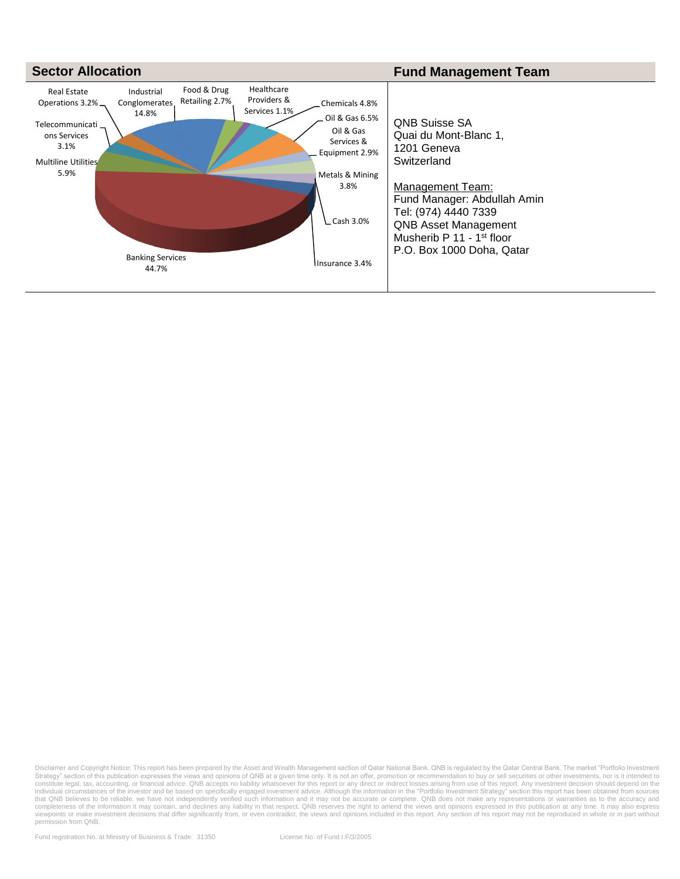## Sector Allocation

Real Estate Operations 3.2%
Industrial Conglomerates 14.8%
Food & Drug Retailing 2.7%
Healthcare Providers & Services 1.1%
Chemicals 4.8%
Oil & Gas 6.5%
Oil & Gas Services & Equipment 2.9%
Metals & Mining 3.8%
Cash 3.0%
Insurance 3.4%
Banking Services 44.7%
Multiline Utilities 5.9%
Telecommunications Services 3.1%

## Fund Management Team

QNB Suisse SA
Quai du Mont-Blanc 1,
1201 Geneva
Switzerland

Management Team:
Fund Manager: Abdullah Amin
Tel: (974) 4440 7339
QNB Asset Management
Musherib P 11 - 1st floor
P.O. Box 1000 Doha, Qatar

Disclaimer and Copyright Notice: This report has been prepared by the Asset and Wealth Management section of Qatar National Bank. QNB is regulated by the Qatar Central Bank. The market "Portfolio Investment Strategy" section of this publication expresses the views and opinions of QNB at a given time only. It is not an offer, promotion or recommendation to buy or sell securities or other investments, nor is it intended to constitute legal, tax, accounting, or financial advice. QNB accepts no liability whatsoever for this report or any direct or indirect losses arising from use of this report. Any investment decision should depend on the individual circumstances of the investor and be based on specifically engaged investment advice. Although the information in the "Portfolio Investment Strategy" section this report has been obtained from sources that QNB believes to be reliable, we have not independently verified such information and it may not be accurate or complete. QNB does not make any representations or warranties as to the accuracy and completeness of the information it may contain, and declines any liability in that respect. QNB reserves the right to amend the views and opinions expressed in this publication at any time. It may also express viewpoints or make investment decisions that differ significantly from, or even contradict, the views and opinions included in this report. Any section of his report may not be reproduced in whole or in part without permission from QNB.

Fund registration No. at Ministry of Business & Trade: 31350 License No. of Fund I.F/3/2005